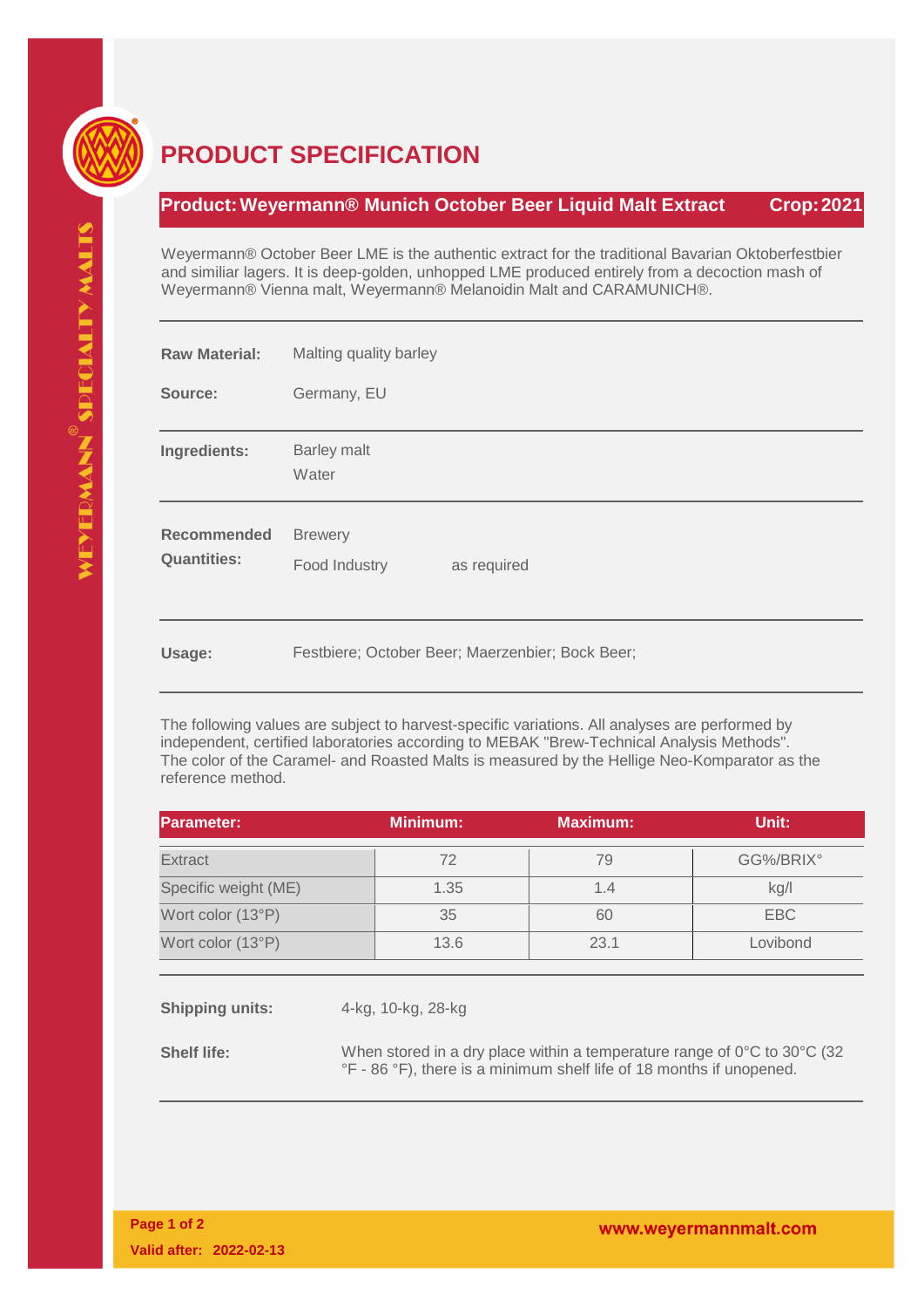# PRODUCT SPECIFICATION

**Product: Weyermann® Munich October Beer Liquid Malt Extract** **Crop: 2021**

Weyermann® October Beer LME is the authentic extract for the traditional Bavarian Oktoberfestbier and similiar lagers. It is deep-golden, unhopped LME produced entirely from a decoction mash of Weyermann® Vienna malt, Weyermann® Melanoidin Malt and CARAMUNICH®.

**Raw Material:** Malting quality barley

**Source:** Germany, EU

**Ingredients:** Barley malt
Water

**Recommended Quantities:** Brewery
Food Industry as required

**Usage:** Festbiere; October Beer; Maerzenbier; Bock Beer;

The following values are subject to harvest-specific variations. All analyses are performed by independent, certified laboratories according to MEBAK "Brew-Technical Analysis Methods". The color of the Caramel- and Roasted Malts is measured by the Hellige Neo-Komparator as the reference method.

| Parameter: | Minimum: | Maximum: | Unit: |
|---|---|---|---|
| Extract | 72 | 79 | GG%/BRIX° |
| Specific weight (ME) | 1.35 | 1.4 | kg/l |
| Wort color (13°P) | 35 | 60 | EBC |
| Wort color (13°P) | 13.6 | 23.1 | Lovibond |

**Shipping units:** 4-kg, 10-kg, 28-kg

**Shelf life:** When stored in a dry place within a temperature range of 0°C to 30°C (32 °F - 86 °F), there is a minimum shelf life of 18 months if unopened.

**Valid after: 2022-02-13**

**www.weyermannmalt.com**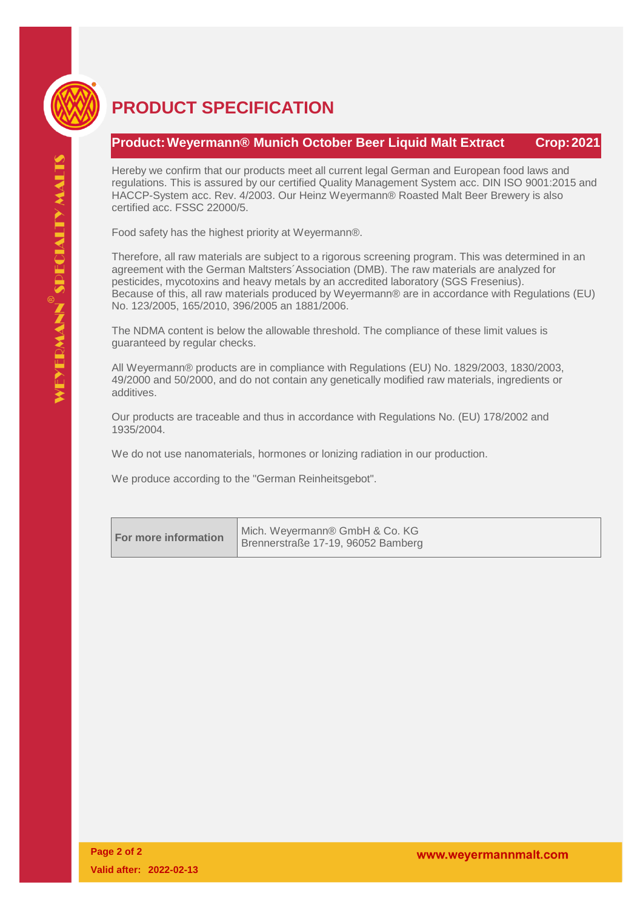# PRODUCT SPECIFICATION

**Product: Weyermann® Munich October Beer Liquid Malt Extract** **Crop: 2021**

Hereby we confirm that our products meet all current legal German and European food laws and regulations. This is assured by our certified Quality Management System acc. DIN ISO 9001:2015 and HACCP-System acc. Rev. 4/2003. Our Heinz Weyermann® Roasted Malt Beer Brewery is also certified acc. FSSC 22000/5.

Food safety has the highest priority at Weyermann®.

Therefore, all raw materials are subject to a rigorous screening program. This was determined in an agreement with the German Maltsters´Association (DMB). The raw materials are analyzed for pesticides, mycotoxins and heavy metals by an accredited laboratory (SGS Fresenius). Because of this, all raw materials produced by Weyermann® are in accordance with Regulations (EU) No. 123/2005, 165/2010, 396/2005 an 1881/2006.

The NDMA content is below the allowable threshold. The compliance of these limit values is guaranteed by regular checks.

All Weyermann® products are in compliance with Regulations (EU) No. 1829/2003, 1830/2003, 49/2000 and 50/2000, and do not contain any genetically modified raw materials, ingredients or additives.

Our products are traceable and thus in accordance with Regulations No. (EU) 178/2002 and 1935/2004.

We do not use nanomaterials, hormones or Ionizing radiation in our production.

We produce according to the "German Reinheitsgebot".

| | |
|---|---|
| **For more information** | Mich. Weyermann® GmbH & Co. KG<br>Brennerstraße 17-19, 96052 Bamberg |

**Valid after: 2022-02-13**

**www.weyermannmalt.com**